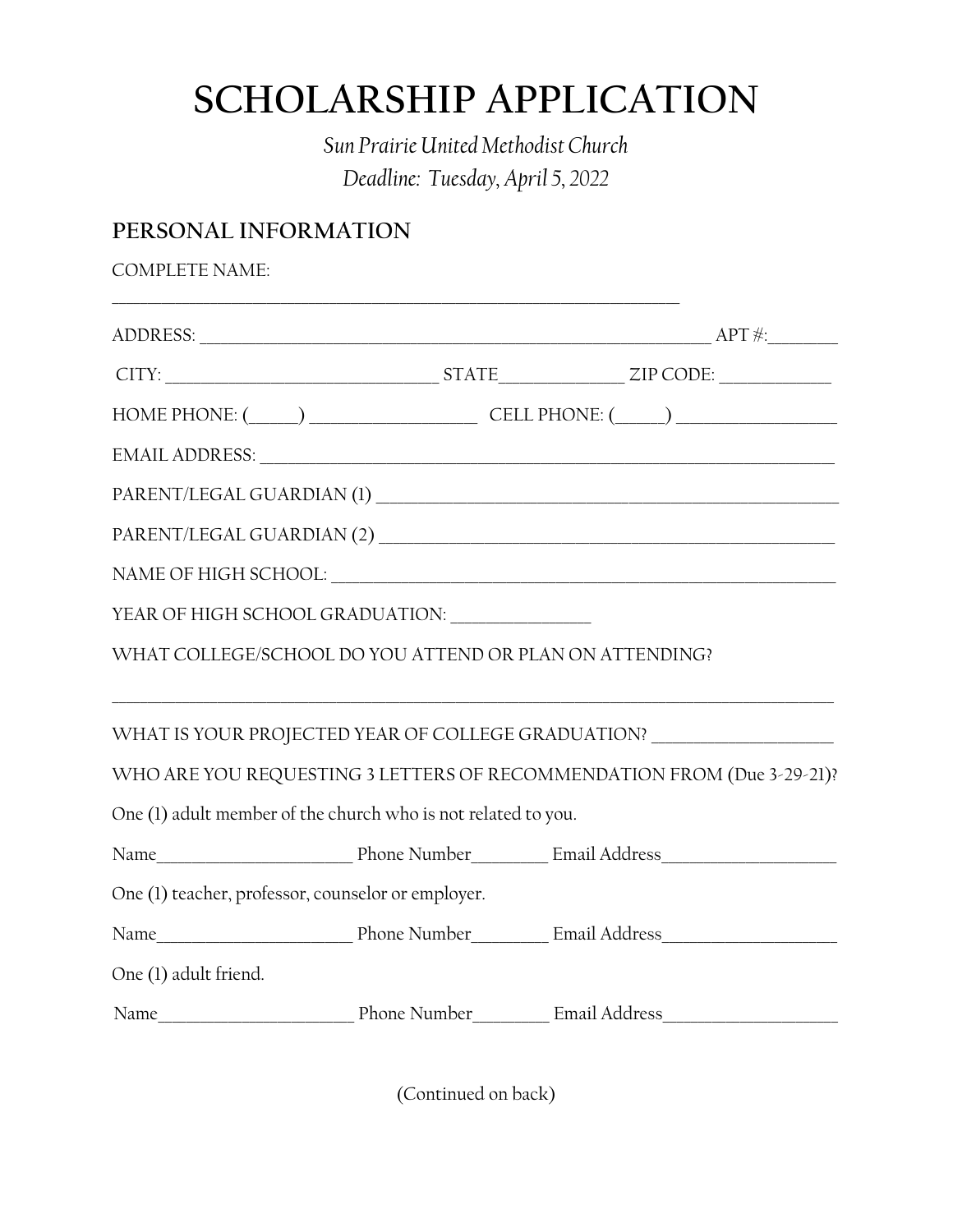# SCHOLARSHIP APPLICATION

*Sun Prairie United Methodist Church*

*Deadline: Tuesday, April 5, 2022*

## PERSONAL INFORMATION

COMPLETE NAME:

_____________________________________________________________________

ADDRESS: ______________________________________________________________ APT #:________

CITY: _______________________________ STATE______________ ZIP CODE: ____________

HOME PHONE: (_____) __________________ CELL PHONE: (_____) __________________

EMAIL ADDRESS: _____________________________________________________________________

PARENT/LEGAL GUARDIAN (1) ___________________________________________________

PARENT/LEGAL GUARDIAN (2) ___________________________________________________

NAME OF HIGH SCHOOL: ______________________________________________________

YEAR OF HIGH SCHOOL GRADUATION: _______________

WHAT COLLEGE/SCHOOL DO YOU ATTEND OR PLAN ON ATTENDING?

_____________________________________________________________________________________

WHAT IS YOUR PROJECTED YEAR OF COLLEGE GRADUATION? ____________________

WHO ARE YOU REQUESTING 3 LETTERS OF RECOMMENDATION FROM (Due 3-29-21)?

One (1) adult member of the church who is not related to you.

Name______________________ Phone Number_________ Email Address____________________

One (1) teacher, professor, counselor or employer.

Name______________________ Phone Number_________ Email Address____________________

One (1) adult friend.

Name______________________ Phone Number_________ Email Address____________________

(Continued on back)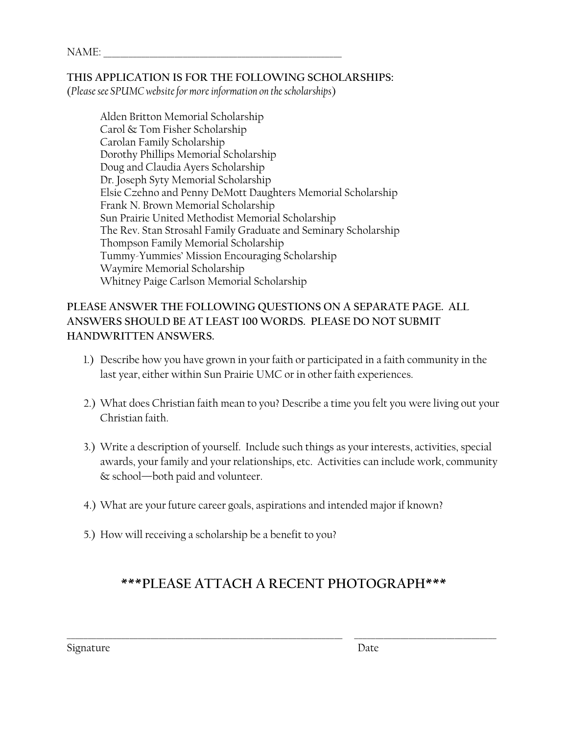NAME: ____________________________________________

**THIS APPLICATION IS FOR THE FOLLOWING SCHOLARSHIPS:**
(*Please see SPUMC website for more information on the scholarships*)

Alden Britton Memorial Scholarship
Carol & Tom Fisher Scholarship
Carolan Family Scholarship
Dorothy Phillips Memorial Scholarship
Doug and Claudia Ayers Scholarship
Dr. Joseph Syty Memorial Scholarship
Elsie Czehno and Penny DeMott Daughters Memorial Scholarship
Frank N. Brown Memorial Scholarship
Sun Prairie United Methodist Memorial Scholarship
The Rev. Stan Strosahl Family Graduate and Seminary Scholarship
Thompson Family Memorial Scholarship
Tummy-Yummies' Mission Encouraging Scholarship
Waymire Memorial Scholarship
Whitney Paige Carlson Memorial Scholarship

**PLEASE ANSWER THE FOLLOWING QUESTIONS ON A SEPARATE PAGE. ALL ANSWERS SHOULD BE AT LEAST 100 WORDS. PLEASE DO NOT SUBMIT HANDWRITTEN ANSWERS.**

1.) Describe how you have grown in your faith or participated in a faith community in the last year, either within Sun Prairie UMC or in other faith experiences.

2.) What does Christian faith mean to you? Describe a time you felt you were living out your Christian faith.

3.) Write a description of yourself. Include such things as your interests, activities, special awards, your family and your relationships, etc. Activities can include work, community & school—both paid and volunteer.

4.) What are your future career goals, aspirations and intended major if known?

5.) How will receiving a scholarship be a benefit to you?

## ***PLEASE ATTACH A RECENT PHOTOGRAPH***

______________________________________________ ________________________

Signature Date